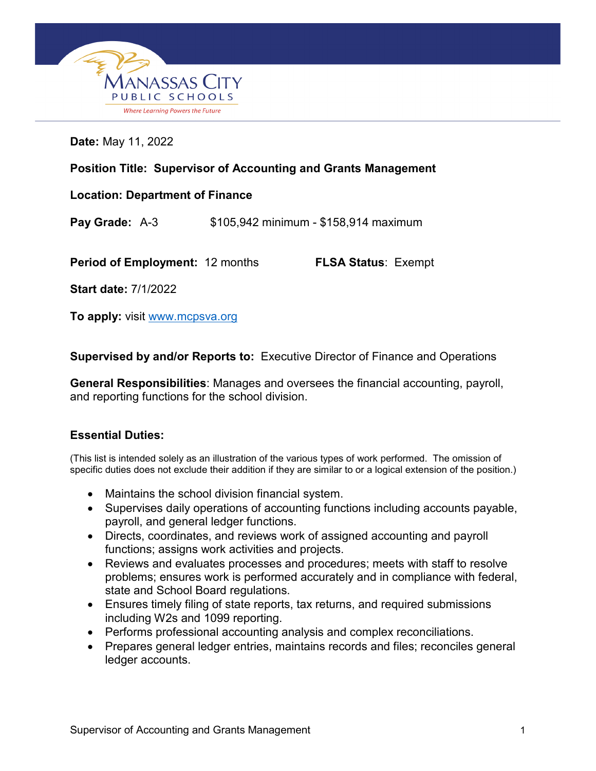Manassas City Public Schools

*Where Learning Powers the Future*

**Date:** May 11, 2022

**Position Title: Supervisor of Accounting and Grants Management**

**Location: Department of Finance**

**Pay Grade:** A-3 $105,942 minimum - $158,914 maximum

**Period of Employment:** 12 months **FLSA Status**: Exempt

**Start date:** 7/1/2022

**To apply:** visit www.mcpsva.org

**Supervised by and/or Reports to:** Executive Director of Finance and Operations

**General Responsibilities**: Manages and oversees the financial accounting, payroll, and reporting functions for the school division.

### Essential Duties:

(This list is intended solely as an illustration of the various types of work performed. The omission of specific duties does not exclude their addition if they are similar to or a logical extension of the position.)

- Maintains the school division financial system.
- Supervises daily operations of accounting functions including accounts payable, payroll, and general ledger functions.
- Directs, coordinates, and reviews work of assigned accounting and payroll functions; assigns work activities and projects.
- Reviews and evaluates processes and procedures; meets with staff to resolve problems; ensures work is performed accurately and in compliance with federal, state and School Board regulations.
- Ensures timely filing of state reports, tax returns, and required submissions including W2s and 1099 reporting.
- Performs professional accounting analysis and complex reconciliations.
- Prepares general ledger entries, maintains records and files; reconciles general ledger accounts.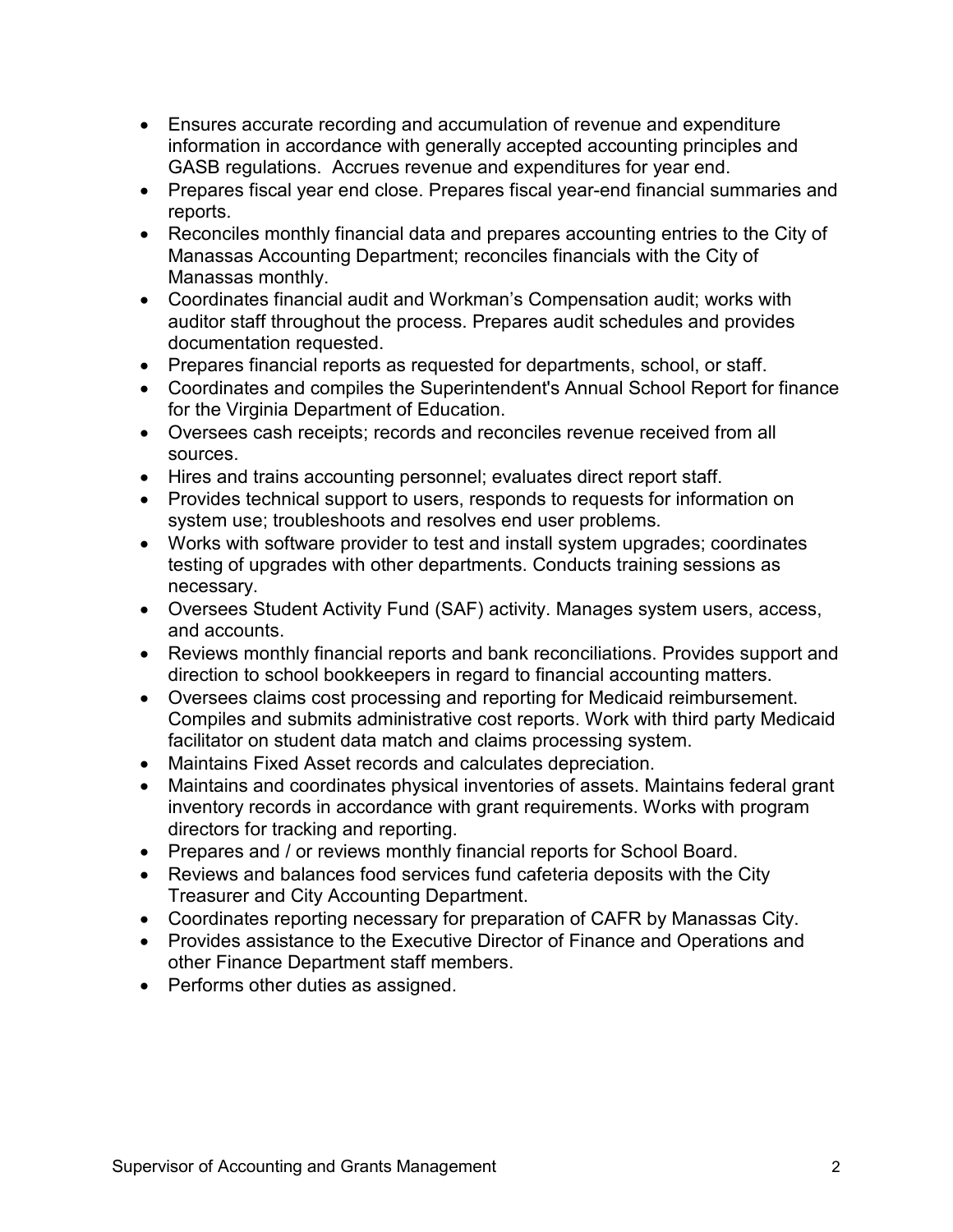- Ensures accurate recording and accumulation of revenue and expenditure information in accordance with generally accepted accounting principles and GASB regulations. Accrues revenue and expenditures for year end.
- Prepares fiscal year end close. Prepares fiscal year-end financial summaries and reports.
- Reconciles monthly financial data and prepares accounting entries to the City of Manassas Accounting Department; reconciles financials with the City of Manassas monthly.
- Coordinates financial audit and Workman's Compensation audit; works with auditor staff throughout the process. Prepares audit schedules and provides documentation requested.
- Prepares financial reports as requested for departments, school, or staff.
- Coordinates and compiles the Superintendent's Annual School Report for finance for the Virginia Department of Education.
- Oversees cash receipts; records and reconciles revenue received from all sources.
- Hires and trains accounting personnel; evaluates direct report staff.
- Provides technical support to users, responds to requests for information on system use; troubleshoots and resolves end user problems.
- Works with software provider to test and install system upgrades; coordinates testing of upgrades with other departments. Conducts training sessions as necessary.
- Oversees Student Activity Fund (SAF) activity. Manages system users, access, and accounts.
- Reviews monthly financial reports and bank reconciliations. Provides support and direction to school bookkeepers in regard to financial accounting matters.
- Oversees claims cost processing and reporting for Medicaid reimbursement. Compiles and submits administrative cost reports. Work with third party Medicaid facilitator on student data match and claims processing system.
- Maintains Fixed Asset records and calculates depreciation.
- Maintains and coordinates physical inventories of assets. Maintains federal grant inventory records in accordance with grant requirements. Works with program directors for tracking and reporting.
- Prepares and / or reviews monthly financial reports for School Board.
- Reviews and balances food services fund cafeteria deposits with the City Treasurer and City Accounting Department.
- Coordinates reporting necessary for preparation of CAFR by Manassas City.
- Provides assistance to the Executive Director of Finance and Operations and other Finance Department staff members.
- Performs other duties as assigned.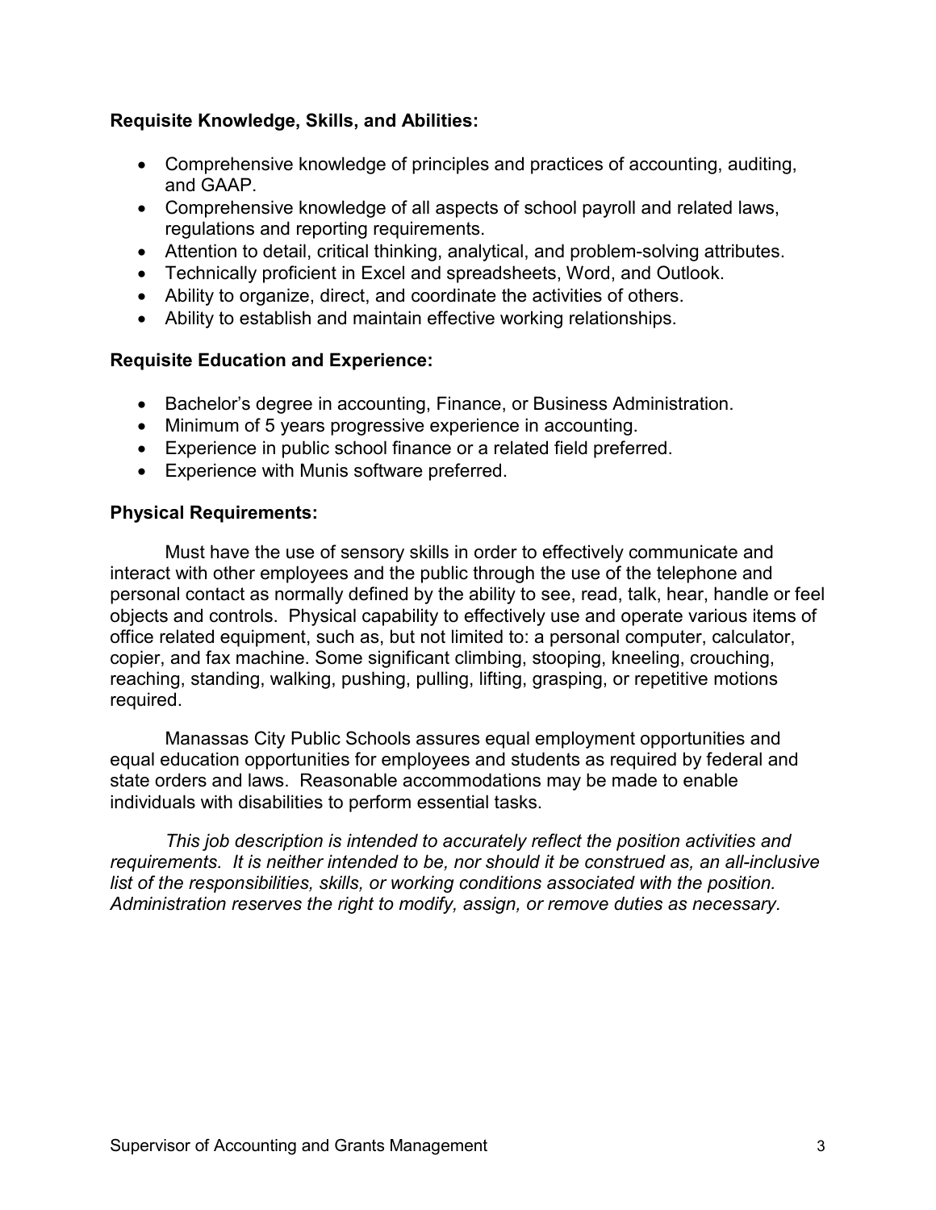**Requisite Knowledge, Skills, and Abilities:**

- Comprehensive knowledge of principles and practices of accounting, auditing, and GAAP.
- Comprehensive knowledge of all aspects of school payroll and related laws, regulations and reporting requirements.
- Attention to detail, critical thinking, analytical, and problem-solving attributes.
- Technically proficient in Excel and spreadsheets, Word, and Outlook.
- Ability to organize, direct, and coordinate the activities of others.
- Ability to establish and maintain effective working relationships.

**Requisite Education and Experience:**

- Bachelor's degree in accounting, Finance, or Business Administration.
- Minimum of 5 years progressive experience in accounting.
- Experience in public school finance or a related field preferred.
- Experience with Munis software preferred.

**Physical Requirements:**

Must have the use of sensory skills in order to effectively communicate and interact with other employees and the public through the use of the telephone and personal contact as normally defined by the ability to see, read, talk, hear, handle or feel objects and controls. Physical capability to effectively use and operate various items of office related equipment, such as, but not limited to: a personal computer, calculator, copier, and fax machine. Some significant climbing, stooping, kneeling, crouching, reaching, standing, walking, pushing, pulling, lifting, grasping, or repetitive motions required.

Manassas City Public Schools assures equal employment opportunities and equal education opportunities for employees and students as required by federal and state orders and laws. Reasonable accommodations may be made to enable individuals with disabilities to perform essential tasks.

*This job description is intended to accurately reflect the position activities and requirements. It is neither intended to be, nor should it be construed as, an all-inclusive list of the responsibilities, skills, or working conditions associated with the position. Administration reserves the right to modify, assign, or remove duties as necessary.*